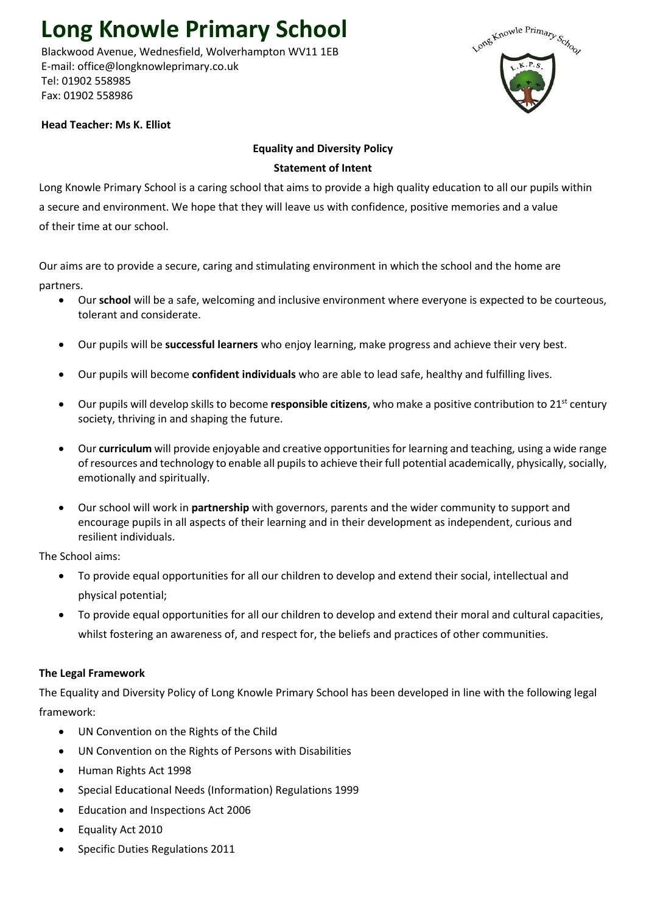# Long Knowle Primary School

Blackwood Avenue, Wednesfield, Wolverhampton WV11 1EB
E-mail: office@longknowleprimary.co.uk
Tel: 01902 558985
Fax: 01902 558986

**Head Teacher: Ms K. Elliot**

## Equality and Diversity Policy

### Statement of Intent

Long Knowle Primary School is a caring school that aims to provide a high quality education to all our pupils within a secure and environment. We hope that they will leave us with confidence, positive memories and a value of their time at our school.

Our aims are to provide a secure, caring and stimulating environment in which the school and the home are partners.

- Our **school** will be a safe, welcoming and inclusive environment where everyone is expected to be courteous, tolerant and considerate.
- Our pupils will be **successful learners** who enjoy learning, make progress and achieve their very best.
- Our pupils will become **confident individuals** who are able to lead safe, healthy and fulfilling lives.
- Our pupils will develop skills to become **responsible citizens**, who make a positive contribution to 21st century society, thriving in and shaping the future.
- Our **curriculum** will provide enjoyable and creative opportunities for learning and teaching, using a wide range of resources and technology to enable all pupils to achieve their full potential academically, physically, socially, emotionally and spiritually.
- Our school will work in **partnership** with governors, parents and the wider community to support and encourage pupils in all aspects of their learning and in their development as independent, curious and resilient individuals.

The School aims:

- To provide equal opportunities for all our children to develop and extend their social, intellectual and physical potential;
- To provide equal opportunities for all our children to develop and extend their moral and cultural capacities, whilst fostering an awareness of, and respect for, the beliefs and practices of other communities.

**The Legal Framework**

The Equality and Diversity Policy of Long Knowle Primary School has been developed in line with the following legal framework:

- UN Convention on the Rights of the Child
- UN Convention on the Rights of Persons with Disabilities
- Human Rights Act 1998
- Special Educational Needs (Information) Regulations 1999
- Education and Inspections Act 2006
- Equality Act 2010
- Specific Duties Regulations 2011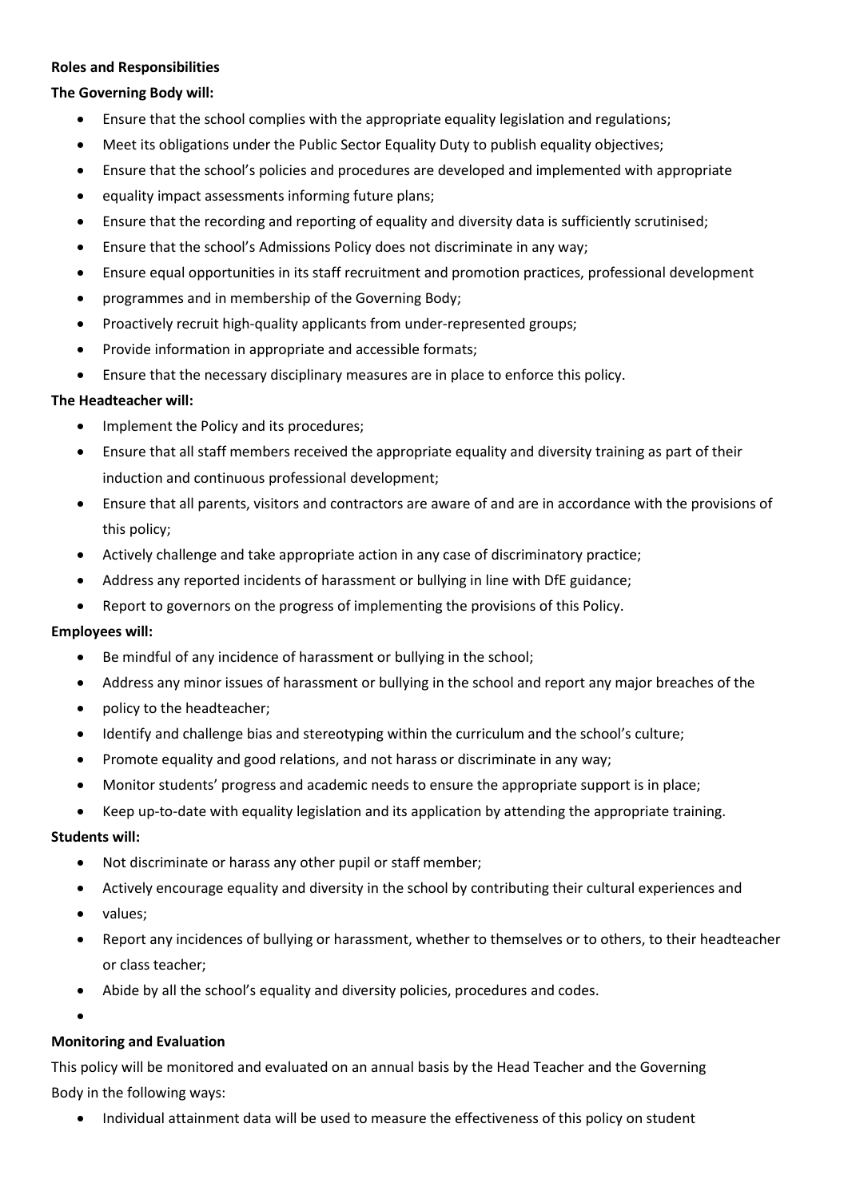**Roles and Responsibilities**

**The Governing Body will:**

- Ensure that the school complies with the appropriate equality legislation and regulations;
- Meet its obligations under the Public Sector Equality Duty to publish equality objectives;
- Ensure that the school's policies and procedures are developed and implemented with appropriate
- equality impact assessments informing future plans;
- Ensure that the recording and reporting of equality and diversity data is sufficiently scrutinised;
- Ensure that the school's Admissions Policy does not discriminate in any way;
- Ensure equal opportunities in its staff recruitment and promotion practices, professional development
- programmes and in membership of the Governing Body;
- Proactively recruit high-quality applicants from under-represented groups;
- Provide information in appropriate and accessible formats;
- Ensure that the necessary disciplinary measures are in place to enforce this policy.

**The Headteacher will:**

- Implement the Policy and its procedures;
- Ensure that all staff members received the appropriate equality and diversity training as part of their induction and continuous professional development;
- Ensure that all parents, visitors and contractors are aware of and are in accordance with the provisions of this policy;
- Actively challenge and take appropriate action in any case of discriminatory practice;
- Address any reported incidents of harassment or bullying in line with DfE guidance;
- Report to governors on the progress of implementing the provisions of this Policy.

**Employees will:**

- Be mindful of any incidence of harassment or bullying in the school;
- Address any minor issues of harassment or bullying in the school and report any major breaches of the
- policy to the headteacher;
- Identify and challenge bias and stereotyping within the curriculum and the school's culture;
- Promote equality and good relations, and not harass or discriminate in any way;
- Monitor students' progress and academic needs to ensure the appropriate support is in place;
- Keep up-to-date with equality legislation and its application by attending the appropriate training.

**Students will:**

- Not discriminate or harass any other pupil or staff member;
- Actively encourage equality and diversity in the school by contributing their cultural experiences and
- values;
- Report any incidences of bullying or harassment, whether to themselves or to others, to their headteacher or class teacher;
- Abide by all the school's equality and diversity policies, procedures and codes.

**Monitoring and Evaluation**

This policy will be monitored and evaluated on an annual basis by the Head Teacher and the Governing Body in the following ways:

- Individual attainment data will be used to measure the effectiveness of this policy on student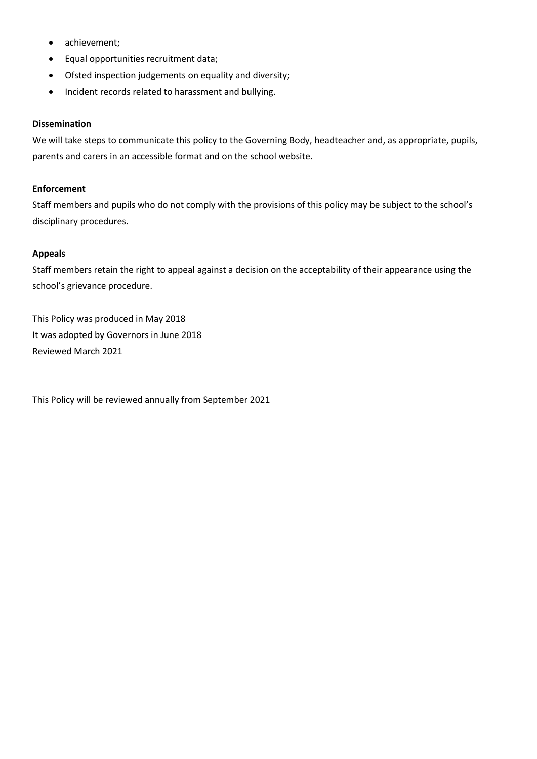- achievement;
- Equal opportunities recruitment data;
- Ofsted inspection judgements on equality and diversity;
- Incident records related to harassment and bullying.

**Dissemination**

We will take steps to communicate this policy to the Governing Body, headteacher and, as appropriate, pupils, parents and carers in an accessible format and on the school website.

**Enforcement**

Staff members and pupils who do not comply with the provisions of this policy may be subject to the school's disciplinary procedures.

**Appeals**

Staff members retain the right to appeal against a decision on the acceptability of their appearance using the school's grievance procedure.

This Policy was produced in May 2018
It was adopted by Governors in June 2018
Reviewed March 2021

This Policy will be reviewed annually from September 2021